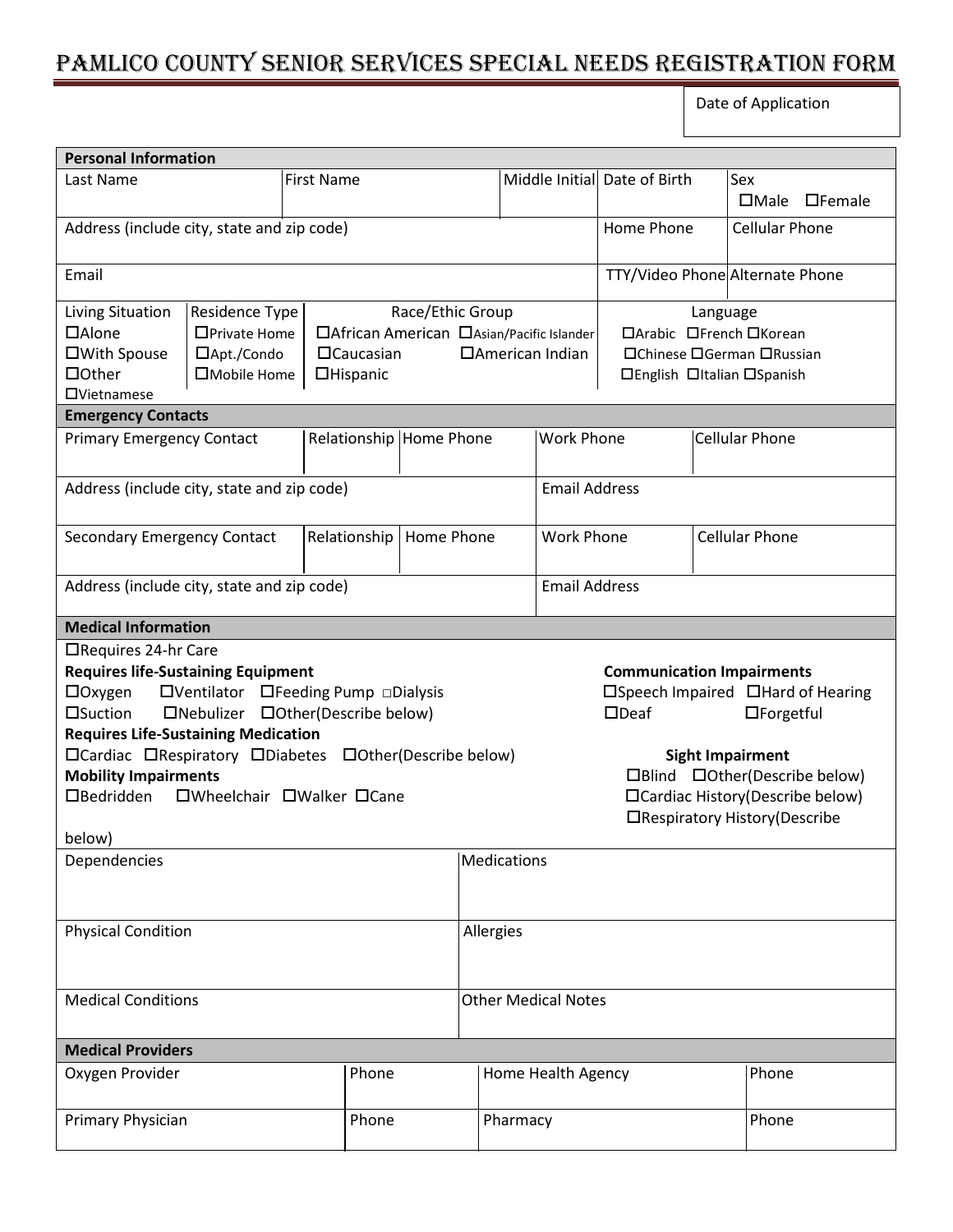# Pamlico County Senior Services Special Needs Registration Form

| Date of Application |
|---|
| |

| **Personal Information** | | | | |
|---|---|---|---|---|
| Last Name | First Name | Middle Initial | Date of Birth | Sex ☐Male ☐Female |
| Address (include city, state and zip code) | | | Home Phone | Cellular Phone |
| Email | | | TTY/Video Phone | Alternate Phone |

| Living Situation | Residence Type | Race/Ethic Group | Language |
|---|---|---|---|
| ☐Alone ☐With Spouse ☐Other | ☐Private Home ☐Apt./Condo ☐Mobile Home | ☐African American ☐Asian/Pacific Islander ☐Caucasian ☐American Indian ☐Hispanic | ☐Arabic ☐French ☐Korean ☐Chinese ☐German ☐Russian ☐English ☐Italian ☐Spanish ☐Vietnamese |

| **Emergency Contacts** | | | | |
|---|---|---|---|---|
| Primary Emergency Contact | Relationship | Home Phone | Work Phone | Cellular Phone |
| Address (include city, state and zip code) | | | Email Address | |
| Secondary Emergency Contact | Relationship | Home Phone | Work Phone | Cellular Phone |
| Address (include city, state and zip code) | | | Email Address | |

**Medical Information**

☐Requires 24-hr Care

**Requires life-Sustaining Equipment**

☐Oxygen ☐Ventilator ☐Feeding Pump ☐Dialysis

☐Suction ☐Nebulizer ☐Other(Describe below)

**Requires Life-Sustaining Medication**

☐Cardiac ☐Respiratory ☐Diabetes ☐Other(Describe below)

**Mobility Impairments**

☐Bedridden ☐Wheelchair ☐Walker ☐Cane

**Communication Impairments**

☐Speech Impaired ☐Hard of Hearing

☐Deaf ☐Forgetful

**Sight Impairment**

☐Blind ☐Other(Describe below)

☐Cardiac History(Describe below)

☐Respiratory History(Describe below)

| | |
|---|---|
| Dependencies | Medications |
| Physical Condition | Allergies |
| Medical Conditions | Other Medical Notes |

| **Medical Providers** | | | |
|---|---|---|---|
| Oxygen Provider | Phone | Home Health Agency | Phone |
| Primary Physician | Phone | Pharmacy | Phone |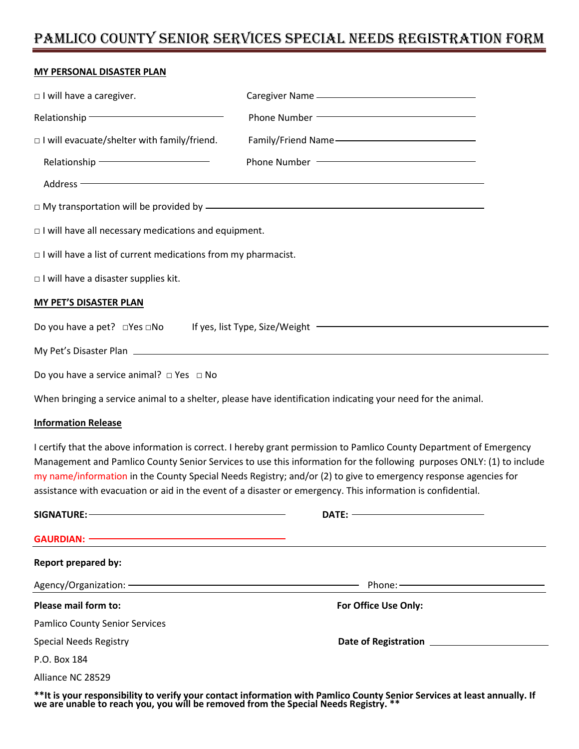# Pamlico County Senior Services Special Needs Registration Form

**MY PERSONAL DISASTER PLAN**

□ I will have a caregiver. Caregiver Name \_\_\_\_\_\_\_\_\_\_\_\_\_\_\_\_\_\_\_\_\_\_\_\_

Relationship \_\_\_\_\_\_\_\_\_\_\_\_\_\_\_\_\_\_\_\_ Phone Number \_\_\_\_\_\_\_\_\_\_\_\_\_\_\_\_\_\_\_\_

□ I will evacuate/shelter with family/friend. Family/Friend Name \_\_\_\_\_\_\_\_\_\_\_\_\_\_\_\_\_\_\_\_

Relationship \_\_\_\_\_\_\_\_\_\_\_\_\_\_\_\_\_\_\_\_ Phone Number \_\_\_\_\_\_\_\_\_\_\_\_\_\_\_\_\_\_\_\_

Address \_\_\_\_\_\_\_\_\_\_\_\_\_\_\_\_\_\_\_\_\_\_\_\_\_\_\_\_\_\_\_\_\_\_\_\_\_\_\_\_\_\_\_\_

□ My transportation will be provided by \_\_\_\_\_\_\_\_\_\_\_\_\_\_\_\_\_\_\_\_\_\_\_\_\_\_\_\_\_\_\_\_

□ I will have all necessary medications and equipment.

□ I will have a list of current medications from my pharmacist.

□ I will have a disaster supplies kit.

**MY PET'S DISASTER PLAN**

Do you have a pet? □Yes □No If yes, list Type, Size/Weight \_\_\_\_\_\_\_\_\_\_\_\_\_\_\_\_\_\_\_\_\_\_\_\_

My Pet's Disaster Plan \_\_\_\_\_\_\_\_\_\_\_\_\_\_\_\_\_\_\_\_\_\_\_\_\_\_\_\_\_\_\_\_\_\_\_\_\_\_\_\_

Do you have a service animal? □ Yes □ No

When bringing a service animal to a shelter, please have identification indicating your need for the animal.

**Information Release**

I certify that the above information is correct. I hereby grant permission to Pamlico County Department of Emergency Management and Pamlico County Senior Services to use this information for the following purposes ONLY: (1) to include my name/information in the County Special Needs Registry; and/or (2) to give to emergency response agencies for assistance with evacuation or aid in the event of a disaster or emergency. This information is confidential.

**SIGNATURE:** \_\_\_\_\_\_\_\_\_\_\_\_\_\_\_\_\_\_\_\_\_\_\_\_ **DATE:** \_\_\_\_\_\_\_\_\_\_\_\_\_\_\_\_

**GAURDIAN:** \_\_\_\_\_\_\_\_\_\_\_\_\_\_\_\_\_\_\_\_\_\_\_\_

**Report prepared by:**

Agency/Organization: \_\_\_\_\_\_\_\_\_\_\_\_\_\_\_\_\_\_\_\_\_\_\_\_ Phone: \_\_\_\_\_\_\_\_\_\_\_\_\_\_\_\_

**Please mail form to:**

Pamlico County Senior Services

Special Needs Registry

P.O. Box 184

Alliance NC 28529

**For Office Use Only:**

**Date of Registration** \_\_\_\_\_\_\_\_\_\_\_\_\_\_\_\_

**\*\*It is your responsibility to verify your contact information with Pamlico County Senior Services at least annually. If we are unable to reach you, you will be removed from the Special Needs Registry. \*\***